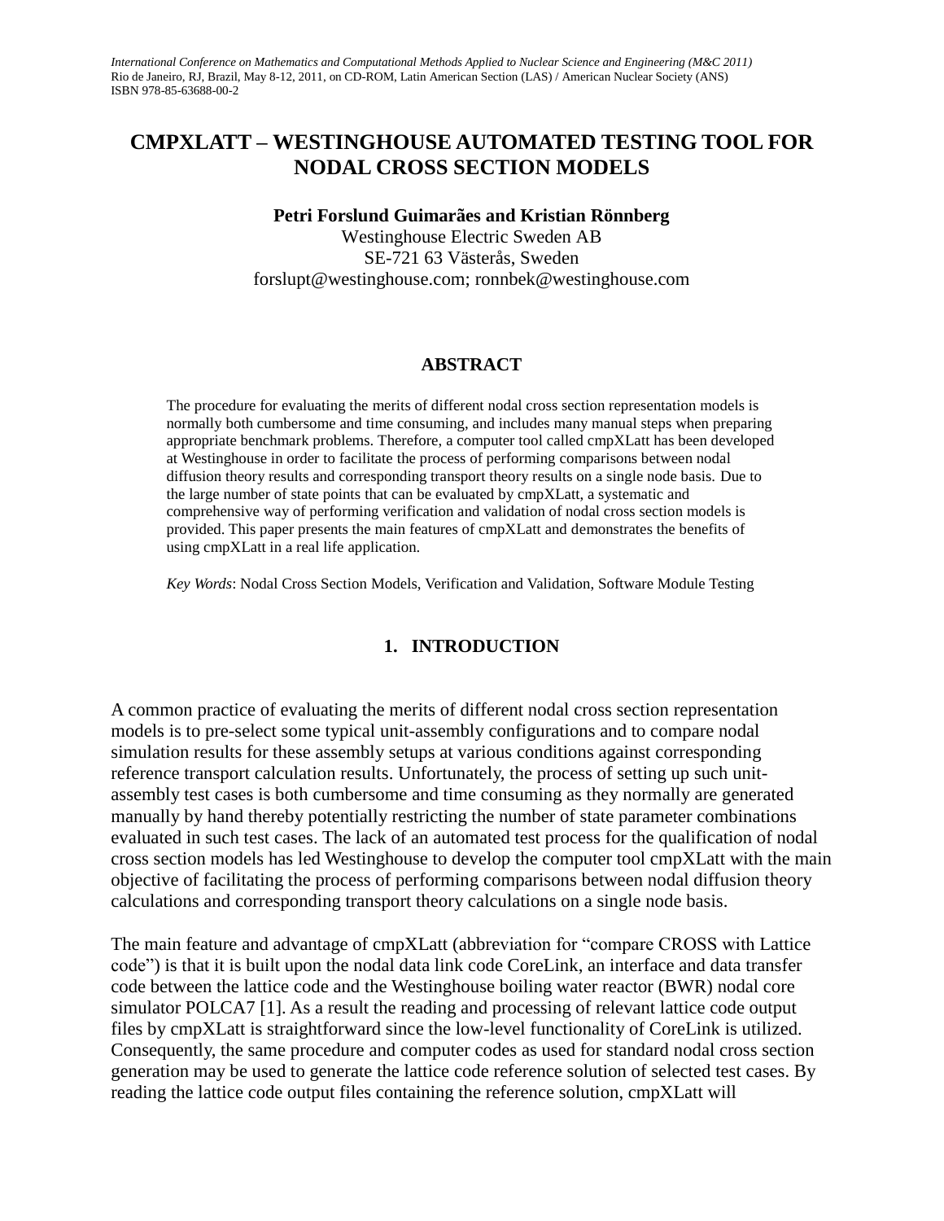International Conference on Mathematics and Computational Methods Applied to Nuclear Science and Engineering (M&C 2011)
Rio de Janeiro, RJ, Brazil, May 8-12, 2011, on CD-ROM, Latin American Section (LAS) / American Nuclear Society (ANS)
ISBN 978-85-63688-00-2

# CMPXLATT – WESTINGHOUSE AUTOMATED TESTING TOOL FOR NODAL CROSS SECTION MODELS

**Petri Forslund Guimarães and Kristian Rönnberg**
Westinghouse Electric Sweden AB
SE-721 63 Västerås, Sweden
forslupt@westinghouse.com; ronnbek@westinghouse.com

## ABSTRACT

The procedure for evaluating the merits of different nodal cross section representation models is normally both cumbersome and time consuming, and includes many manual steps when preparing appropriate benchmark problems. Therefore, a computer tool called cmpXLatt has been developed at Westinghouse in order to facilitate the process of performing comparisons between nodal diffusion theory results and corresponding transport theory results on a single node basis. Due to the large number of state points that can be evaluated by cmpXLatt, a systematic and comprehensive way of performing verification and validation of nodal cross section models is provided. This paper presents the main features of cmpXLatt and demonstrates the benefits of using cmpXLatt in a real life application.

*Key Words*: Nodal Cross Section Models, Verification and Validation, Software Module Testing

## 1. INTRODUCTION

A common practice of evaluating the merits of different nodal cross section representation models is to pre-select some typical unit-assembly configurations and to compare nodal simulation results for these assembly setups at various conditions against corresponding reference transport calculation results. Unfortunately, the process of setting up such unit-assembly test cases is both cumbersome and time consuming as they normally are generated manually by hand thereby potentially restricting the number of state parameter combinations evaluated in such test cases. The lack of an automated test process for the qualification of nodal cross section models has led Westinghouse to develop the computer tool cmpXLatt with the main objective of facilitating the process of performing comparisons between nodal diffusion theory calculations and corresponding transport theory calculations on a single node basis.

The main feature and advantage of cmpXLatt (abbreviation for "compare CROSS with Lattice code") is that it is built upon the nodal data link code CoreLink, an interface and data transfer code between the lattice code and the Westinghouse boiling water reactor (BWR) nodal core simulator POLCA7 [1]. As a result the reading and processing of relevant lattice code output files by cmpXLatt is straightforward since the low-level functionality of CoreLink is utilized. Consequently, the same procedure and computer codes as used for standard nodal cross section generation may be used to generate the lattice code reference solution of selected test cases. By reading the lattice code output files containing the reference solution, cmpXLatt will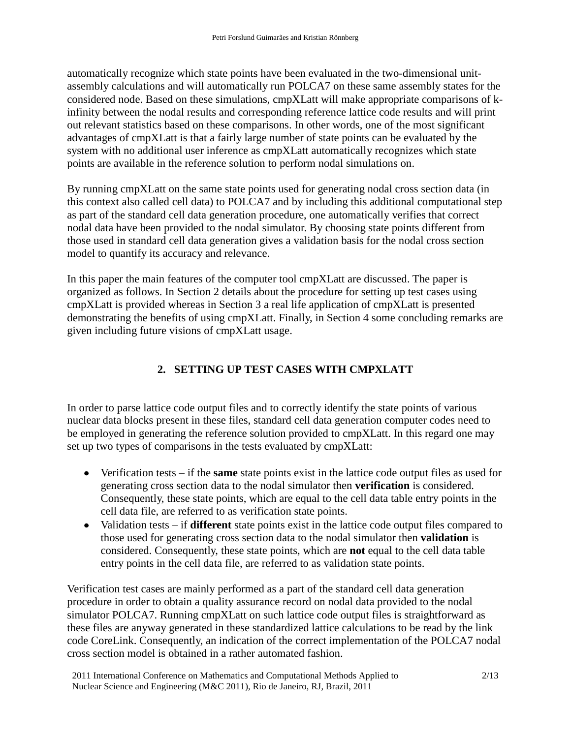automatically recognize which state points have been evaluated in the two-dimensional unit-assembly calculations and will automatically run POLCA7 on these same assembly states for the considered node. Based on these simulations, cmpXLatt will make appropriate comparisons of k-infinity between the nodal results and corresponding reference lattice code results and will print out relevant statistics based on these comparisons. In other words, one of the most significant advantages of cmpXLatt is that a fairly large number of state points can be evaluated by the system with no additional user inference as cmpXLatt automatically recognizes which state points are available in the reference solution to perform nodal simulations on.

By running cmpXLatt on the same state points used for generating nodal cross section data (in this context also called cell data) to POLCA7 and by including this additional computational step as part of the standard cell data generation procedure, one automatically verifies that correct nodal data have been provided to the nodal simulator. By choosing state points different from those used in standard cell data generation gives a validation basis for the nodal cross section model to quantify its accuracy and relevance.

In this paper the main features of the computer tool cmpXLatt are discussed. The paper is organized as follows. In Section 2 details about the procedure for setting up test cases using cmpXLatt is provided whereas in Section 3 a real life application of cmpXLatt is presented demonstrating the benefits of using cmpXLatt. Finally, in Section 4 some concluding remarks are given including future visions of cmpXLatt usage.

## 2. SETTING UP TEST CASES WITH CMPXLATT

In order to parse lattice code output files and to correctly identify the state points of various nuclear data blocks present in these files, standard cell data generation computer codes need to be employed in generating the reference solution provided to cmpXLatt. In this regard one may set up two types of comparisons in the tests evaluated by cmpXLatt:

- Verification tests – if the **same** state points exist in the lattice code output files as used for generating cross section data to the nodal simulator then **verification** is considered. Consequently, these state points, which are equal to the cell data table entry points in the cell data file, are referred to as verification state points.
- Validation tests – if **different** state points exist in the lattice code output files compared to those used for generating cross section data to the nodal simulator then **validation** is considered. Consequently, these state points, which are **not** equal to the cell data table entry points in the cell data file, are referred to as validation state points.

Verification test cases are mainly performed as a part of the standard cell data generation procedure in order to obtain a quality assurance record on nodal data provided to the nodal simulator POLCA7. Running cmpXLatt on such lattice code output files is straightforward as these files are anyway generated in these standardized lattice calculations to be read by the link code CoreLink. Consequently, an indication of the correct implementation of the POLCA7 nodal cross section model is obtained in a rather automated fashion.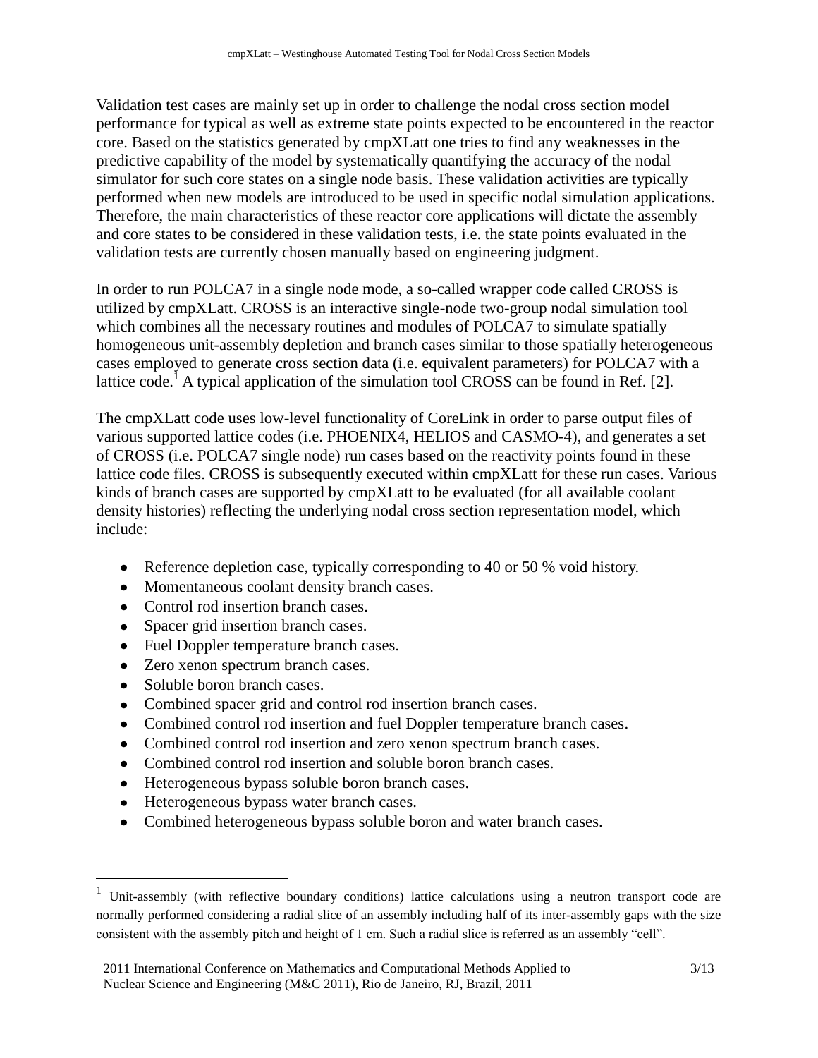Validation test cases are mainly set up in order to challenge the nodal cross section model performance for typical as well as extreme state points expected to be encountered in the reactor core. Based on the statistics generated by cmpXLatt one tries to find any weaknesses in the predictive capability of the model by systematically quantifying the accuracy of the nodal simulator for such core states on a single node basis. These validation activities are typically performed when new models are introduced to be used in specific nodal simulation applications. Therefore, the main characteristics of these reactor core applications will dictate the assembly and core states to be considered in these validation tests, i.e. the state points evaluated in the validation tests are currently chosen manually based on engineering judgment.

In order to run POLCA7 in a single node mode, a so-called wrapper code called CROSS is utilized by cmpXLatt. CROSS is an interactive single-node two-group nodal simulation tool which combines all the necessary routines and modules of POLCA7 to simulate spatially homogeneous unit-assembly depletion and branch cases similar to those spatially heterogeneous cases employed to generate cross section data (i.e. equivalent parameters) for POLCA7 with a lattice code.[1] A typical application of the simulation tool CROSS can be found in Ref. [2].

The cmpXLatt code uses low-level functionality of CoreLink in order to parse output files of various supported lattice codes (i.e. PHOENIX4, HELIOS and CASMO-4), and generates a set of CROSS (i.e. POLCA7 single node) run cases based on the reactivity points found in these lattice code files. CROSS is subsequently executed within cmpXLatt for these run cases. Various kinds of branch cases are supported by cmpXLatt to be evaluated (for all available coolant density histories) reflecting the underlying nodal cross section representation model, which include:

- Reference depletion case, typically corresponding to 40 or 50 % void history.
- Momentaneous coolant density branch cases.
- Control rod insertion branch cases.
- Spacer grid insertion branch cases.
- Fuel Doppler temperature branch cases.
- Zero xenon spectrum branch cases.
- Soluble boron branch cases.
- Combined spacer grid and control rod insertion branch cases.
- Combined control rod insertion and fuel Doppler temperature branch cases.
- Combined control rod insertion and zero xenon spectrum branch cases.
- Combined control rod insertion and soluble boron branch cases.
- Heterogeneous bypass soluble boron branch cases.
- Heterogeneous bypass water branch cases.
- Combined heterogeneous bypass soluble boron and water branch cases.

---

[1] Unit-assembly (with reflective boundary conditions) lattice calculations using a neutron transport code are normally performed considering a radial slice of an assembly including half of its inter-assembly gaps with the size consistent with the assembly pitch and height of 1 cm. Such a radial slice is referred as an assembly "cell".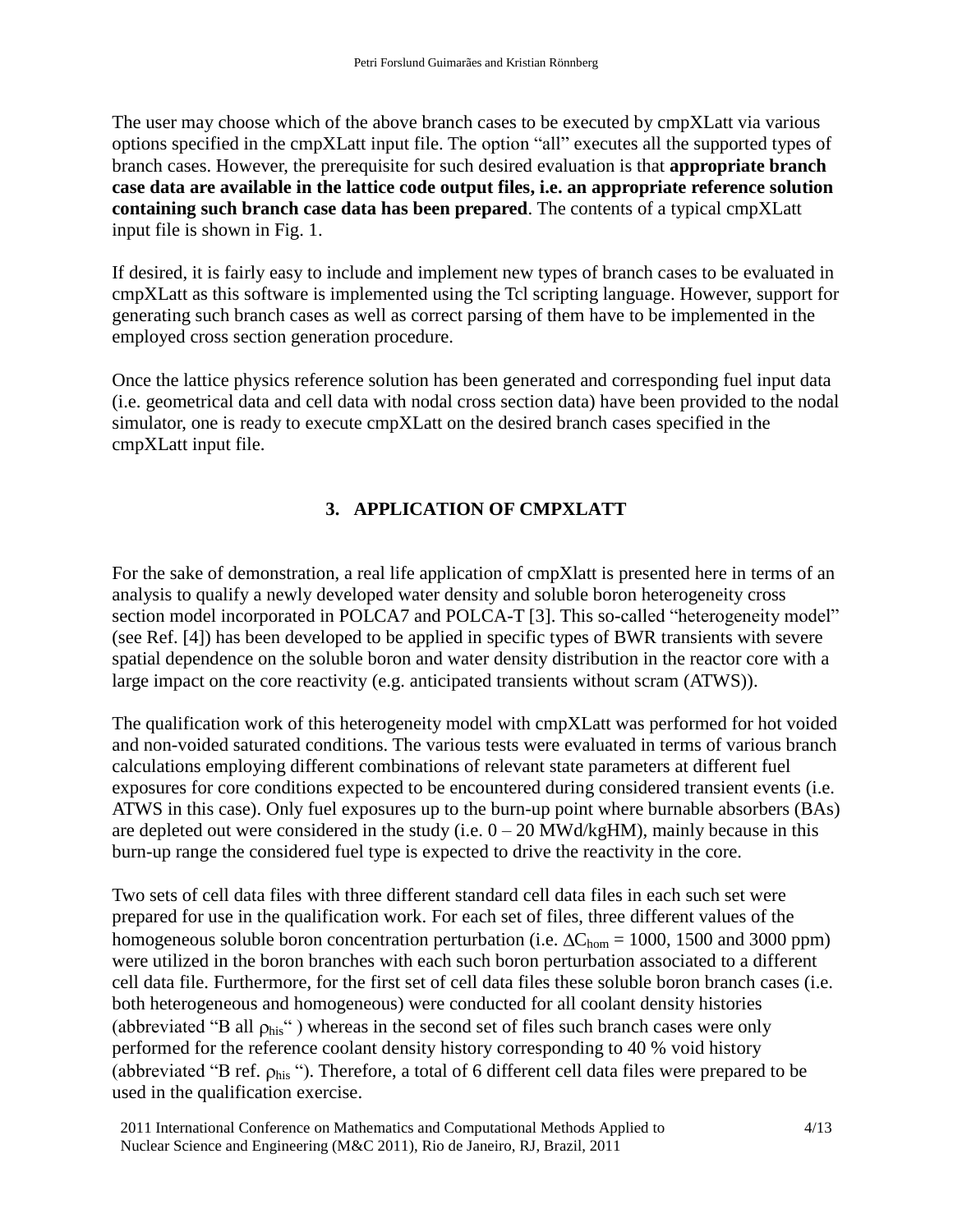The user may choose which of the above branch cases to be executed by cmpXLatt via various options specified in the cmpXLatt input file. The option “all” executes all the supported types of branch cases. However, the prerequisite for such desired evaluation is that **appropriate branch case data are available in the lattice code output files, i.e. an appropriate reference solution containing such branch case data has been prepared**. The contents of a typical cmpXLatt input file is shown in Fig. 1.

If desired, it is fairly easy to include and implement new types of branch cases to be evaluated in cmpXLatt as this software is implemented using the Tcl scripting language. However, support for generating such branch cases as well as correct parsing of them have to be implemented in the employed cross section generation procedure.

Once the lattice physics reference solution has been generated and corresponding fuel input data (i.e. geometrical data and cell data with nodal cross section data) have been provided to the nodal simulator, one is ready to execute cmpXLatt on the desired branch cases specified in the cmpXLatt input file.

## 3. APPLICATION OF CMPXLATT

For the sake of demonstration, a real life application of cmpXlatt is presented here in terms of an analysis to qualify a newly developed water density and soluble boron heterogeneity cross section model incorporated in POLCA7 and POLCA-T [3]. This so-called “heterogeneity model” (see Ref. [4]) has been developed to be applied in specific types of BWR transients with severe spatial dependence on the soluble boron and water density distribution in the reactor core with a large impact on the core reactivity (e.g. anticipated transients without scram (ATWS)).

The qualification work of this heterogeneity model with cmpXLatt was performed for hot voided and non-voided saturated conditions. The various tests were evaluated in terms of various branch calculations employing different combinations of relevant state parameters at different fuel exposures for core conditions expected to be encountered during considered transient events (i.e. ATWS in this case). Only fuel exposures up to the burn-up point where burnable absorbers (BAs) are depleted out were considered in the study (i.e. 0 – 20 MWd/kgHM), mainly because in this burn-up range the considered fuel type is expected to drive the reactivity in the core.

Two sets of cell data files with three different standard cell data files in each such set were prepared for use in the qualification work. For each set of files, three different values of the homogeneous soluble boron concentration perturbation (i.e. $\Delta C_{hom}$ = 1000, 1500 and 3000 ppm) were utilized in the boron branches with each such boron perturbation associated to a different cell data file. Furthermore, for the first set of cell data files these soluble boron branch cases (i.e. both heterogeneous and homogeneous) were conducted for all coolant density histories (abbreviated “B all $\rho_{his}$“ ) whereas in the second set of files such branch cases were only performed for the reference coolant density history corresponding to 40 % void history (abbreviated “B ref. $\rho_{his}$ “). Therefore, a total of 6 different cell data files were prepared to be used in the qualification exercise.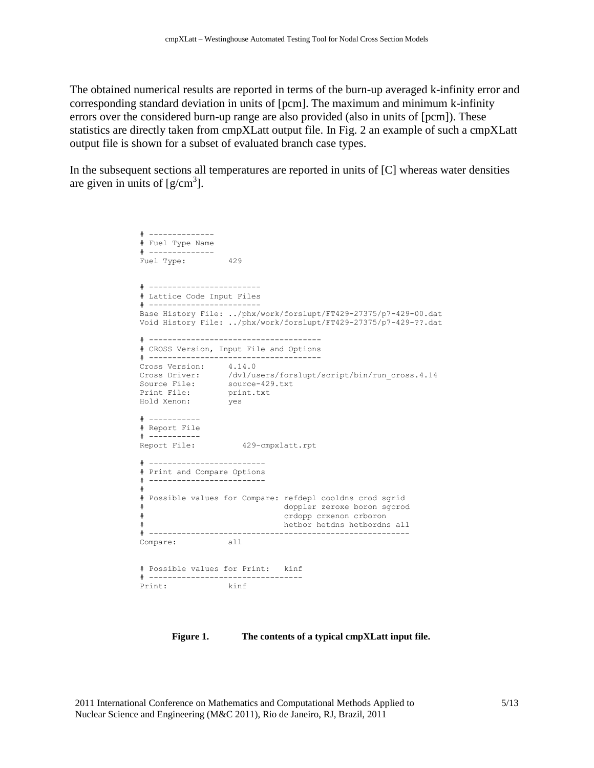The obtained numerical results are reported in terms of the burn-up averaged k-infinity error and corresponding standard deviation in units of [pcm]. The maximum and minimum k-infinity errors over the considered burn-up range are also provided (also in units of [pcm]). These statistics are directly taken from cmpXLatt output file. In Fig. 2 an example of such a cmpXLatt output file is shown for a subset of evaluated branch case types.

In the subsequent sections all temperatures are reported in units of [C] whereas water densities are given in units of [g/cm$^3$].

```
# --------------
# Fuel Type Name
# --------------
Fuel Type:         429


# ------------------------
# Lattice Code Input Files
# ------------------------
Base History File: ../phx/work/forslupt/FT429-27375/p7-429-00.dat
Void History File: ../phx/work/forslupt/FT429-27375/p7-429-??.dat

# -------------------------------------
# CROSS Version, Input File and Options
# -------------------------------------
Cross Version:     4.14.0
Cross Driver:      /dvl/users/forslupt/script/bin/run_cross.4.14
Source File:       source-429.txt
Print File:        print.txt
Hold Xenon:        yes

# -----------
# Report File
# -----------
Report File:          429-cmpxlatt.rpt

# -------------------------
# Print and Compare Options
# -------------------------
#
# Possible values for Compare: refdepl cooldns crod sgrid
#                              doppler zeroxe boron sgcrod
#                              crdopp crxenon crboron
#                              hetbor hetdns hetbordns all
# -------------------------------------------------------
Compare:           all


# Possible values for Print:   kinf
# --------------------------------
Print:             kinf
```

**Figure 1. The contents of a typical cmpXLatt input file.**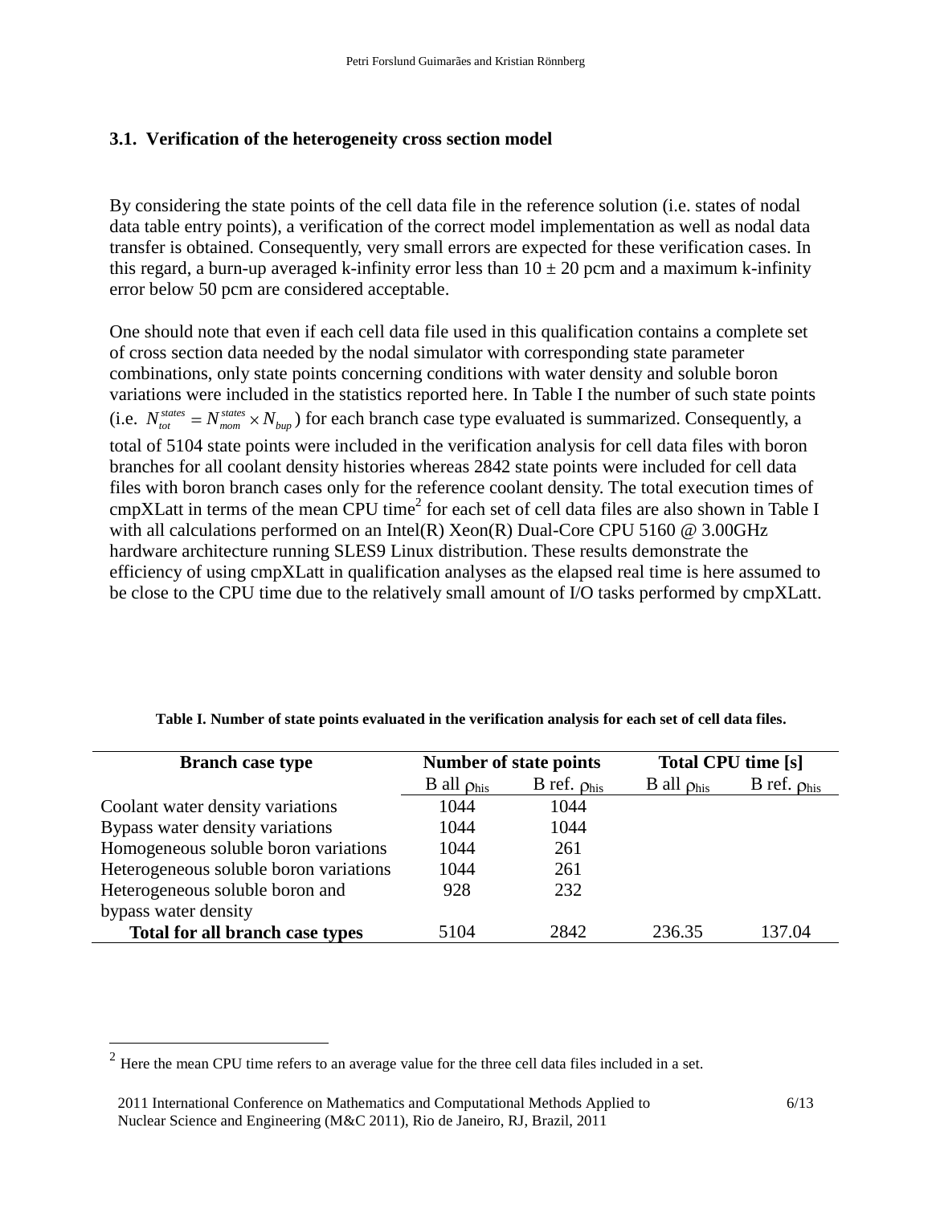### 3.1. Verification of the heterogeneity cross section model

By considering the state points of the cell data file in the reference solution (i.e. states of nodal data table entry points), a verification of the correct model implementation as well as nodal data transfer is obtained. Consequently, very small errors are expected for these verification cases. In this regard, a burn-up averaged k-infinity error less than 10 ± 20 pcm and a maximum k-infinity error below 50 pcm are considered acceptable.

One should note that even if each cell data file used in this qualification contains a complete set of cross section data needed by the nodal simulator with corresponding state parameter combinations, only state points concerning conditions with water density and soluble boron variations were included in the statistics reported here. In Table I the number of such state points (i.e. $N_{tot}^{states} = N_{mom}^{states} \times N_{bup}$) for each branch case type evaluated is summarized. Consequently, a total of 5104 state points were included in the verification analysis for cell data files with boron branches for all coolant density histories whereas 2842 state points were included for cell data files with boron branch cases only for the reference coolant density. The total execution times of cmpXLatt in terms of the mean CPU time[2] for each set of cell data files are also shown in Table I with all calculations performed on an Intel(R) Xeon(R) Dual-Core CPU 5160 @ 3.00GHz hardware architecture running SLES9 Linux distribution. These results demonstrate the efficiency of using cmpXLatt in qualification analyses as the elapsed real time is here assumed to be close to the CPU time due to the relatively small amount of I/O tasks performed by cmpXLatt.

**Table I. Number of state points evaluated in the verification analysis for each set of cell data files.**

| Branch case type | Number of state points | | Total CPU time [s] | |
|---|---|---|---|---|
| | B all $\rho_{his}$ | B ref. $\rho_{his}$ | B all $\rho_{his}$ | B ref. $\rho_{his}$ |
| Coolant water density variations | 1044 | 1044 | | |
| Bypass water density variations | 1044 | 1044 | | |
| Homogeneous soluble boron variations | 1044 | 261 | | |
| Heterogeneous soluble boron variations | 1044 | 261 | | |
| Heterogeneous soluble boron and bypass water density | 928 | 232 | | |
| **Total for all branch case types** | 5104 | 2842 | 236.35 | 137.04 |

[2] Here the mean CPU time refers to an average value for the three cell data files included in a set.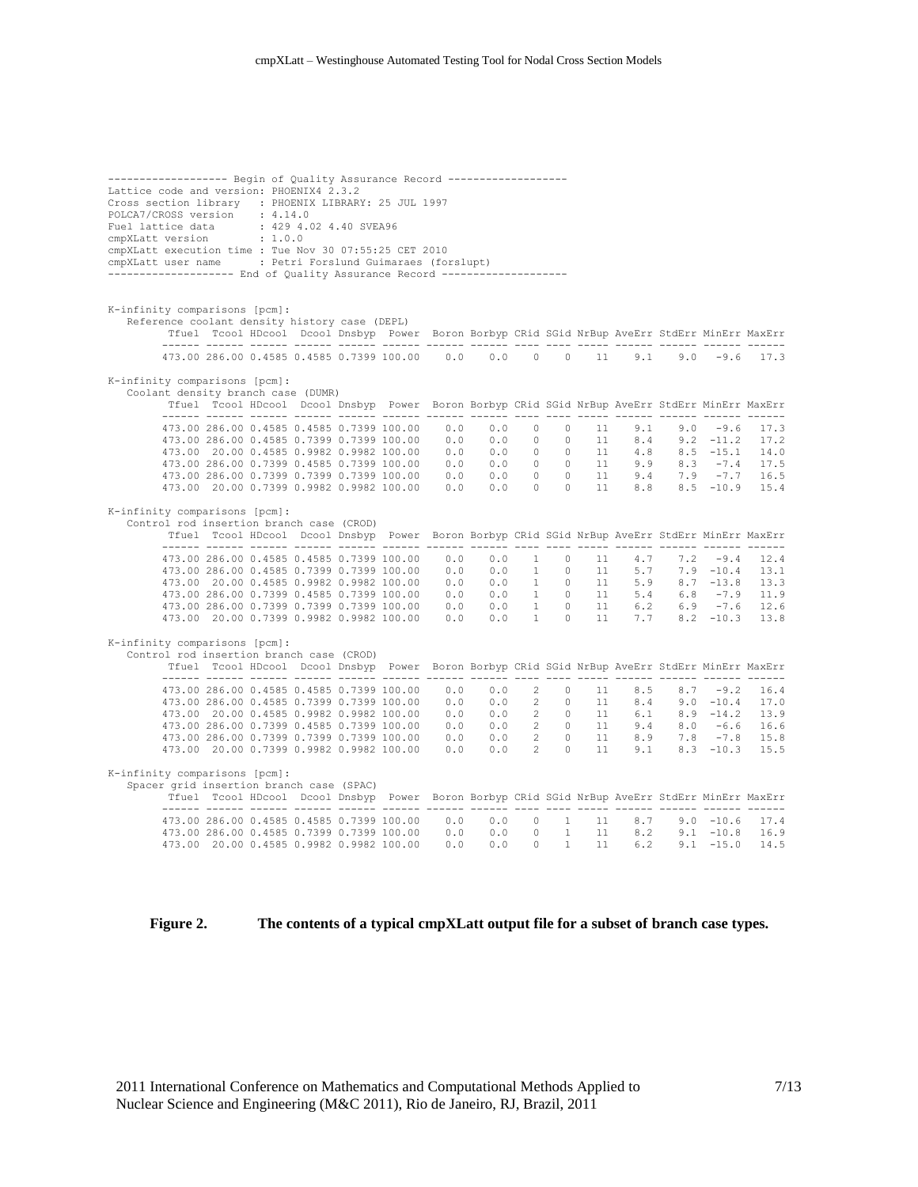```
------------------- Begin of Quality Assurance Record -------------------
Lattice code and version: PHOENIX4 2.3.2
Cross section library   : PHOENIX LIBRARY: 25 JUL 1997
POLCA7/CROSS version    : 4.14.0
Fuel lattice data       : 429 4.02 4.40 SVEA96
cmpXLatt version        : 1.0.0
cmpXLatt execution time : Tue Nov 30 07:55:25 CET 2010
cmpXLatt user name      : Petri Forslund Guimaraes (forslupt)
-------------------- End of Quality Assurance Record --------------------


K-infinity comparisons [pcm]:
   Reference coolant density history case (DEPL)
         Tfuel  Tcool HDcool  Dcool Dnsbyp  Power  Boron Borbyp CRid SGid NrBup AveErr StdErr MinErr MaxErr
        ------ ------ ------ ------ ------ ------ ------ ------ ---- ---- ----- ------ ------ ------ ------
        473.00 286.00 0.4585 0.4585 0.7399 100.00    0.0    0.0    0    0    11    9.1    9.0   -9.6   17.3

K-infinity comparisons [pcm]:
   Coolant density branch case (DUMR)
         Tfuel  Tcool HDcool  Dcool Dnsbyp  Power  Boron Borbyp CRid SGid NrBup AveErr StdErr MinErr MaxErr
        ------ ------ ------ ------ ------ ------ ------ ------ ---- ---- ----- ------ ------ ------ ------
        473.00 286.00 0.4585 0.4585 0.7399 100.00    0.0    0.0    0    0    11    9.1    9.0   -9.6   17.3
        473.00 286.00 0.4585 0.7399 0.7399 100.00    0.0    0.0    0    0    11    8.4    9.2  -11.2   17.2
        473.00  20.00 0.4585 0.9982 0.9982 100.00    0.0    0.0    0    0    11    4.8    8.5  -15.1   14.0
        473.00 286.00 0.7399 0.4585 0.7399 100.00    0.0    0.0    0    0    11    9.9    8.3   -7.4   17.5
        473.00 286.00 0.7399 0.7399 0.7399 100.00    0.0    0.0    0    0    11    9.4    7.9   -7.7   16.5
        473.00  20.00 0.7399 0.9982 0.9982 100.00    0.0    0.0    0    0    11    8.8    8.5  -10.9   15.4

K-infinity comparisons [pcm]:
   Control rod insertion branch case (CROD)
         Tfuel  Tcool HDcool  Dcool Dnsbyp  Power  Boron Borbyp CRid SGid NrBup AveErr StdErr MinErr MaxErr
        ------ ------ ------ ------ ------ ------ ------ ------ ---- ---- ----- ------ ------ ------ ------
        473.00 286.00 0.4585 0.4585 0.7399 100.00    0.0    0.0    1    0    11    4.7    7.2   -9.4   12.4
        473.00 286.00 0.4585 0.7399 0.7399 100.00    0.0    0.0    1    0    11    5.7    7.9  -10.4   13.1
        473.00  20.00 0.4585 0.9982 0.9982 100.00    0.0    0.0    1    0    11    5.9    8.7  -13.8   13.3
        473.00 286.00 0.7399 0.4585 0.7399 100.00    0.0    0.0    1    0    11    5.4    6.8   -7.9   11.9
        473.00 286.00 0.7399 0.7399 0.7399 100.00    0.0    0.0    1    0    11    6.2    6.9   -7.6   12.6
        473.00  20.00 0.7399 0.9982 0.9982 100.00    0.0    0.0    1    0    11    7.7    8.2  -10.3   13.8

K-infinity comparisons [pcm]:
   Control rod insertion branch case (CROD)
         Tfuel  Tcool HDcool  Dcool Dnsbyp  Power  Boron Borbyp CRid SGid NrBup AveErr StdErr MinErr MaxErr
        ------ ------ ------ ------ ------ ------ ------ ------ ---- ---- ----- ------ ------ ------ ------
        473.00 286.00 0.4585 0.4585 0.7399 100.00    0.0    0.0    2    0    11    8.5    8.7   -9.2   16.4
        473.00 286.00 0.4585 0.7399 0.7399 100.00    0.0    0.0    2    0    11    8.4    9.0  -10.4   17.0
        473.00  20.00 0.4585 0.9982 0.9982 100.00    0.0    0.0    2    0    11    6.1    8.9  -14.2   13.9
        473.00 286.00 0.7399 0.4585 0.7399 100.00    0.0    0.0    2    0    11    9.4    8.0   -6.6   16.6
        473.00 286.00 0.7399 0.7399 0.7399 100.00    0.0    0.0    2    0    11    8.9    7.8   -7.8   15.8
        473.00  20.00 0.7399 0.9982 0.9982 100.00    0.0    0.0    2    0    11    9.1    8.3  -10.3   15.5

K-infinity comparisons [pcm]:
   Spacer grid insertion branch case (SPAC)
         Tfuel  Tcool HDcool  Dcool Dnsbyp  Power  Boron Borbyp CRid SGid NrBup AveErr StdErr MinErr MaxErr
        ------ ------ ------ ------ ------ ------ ------ ------ ---- ---- ----- ------ ------ ------ ------
        473.00 286.00 0.4585 0.4585 0.7399 100.00    0.0    0.0    0    1    11    8.7    9.0  -10.6   17.4
        473.00 286.00 0.4585 0.7399 0.7399 100.00    0.0    0.0    0    1    11    8.2    9.1  -10.8   16.9
        473.00  20.00 0.4585 0.9982 0.9982 100.00    0.0    0.0    0    1    11    6.2    9.1  -15.0   14.5
```

**Figure 2. The contents of a typical cmpXLatt output file for a subset of branch case types.**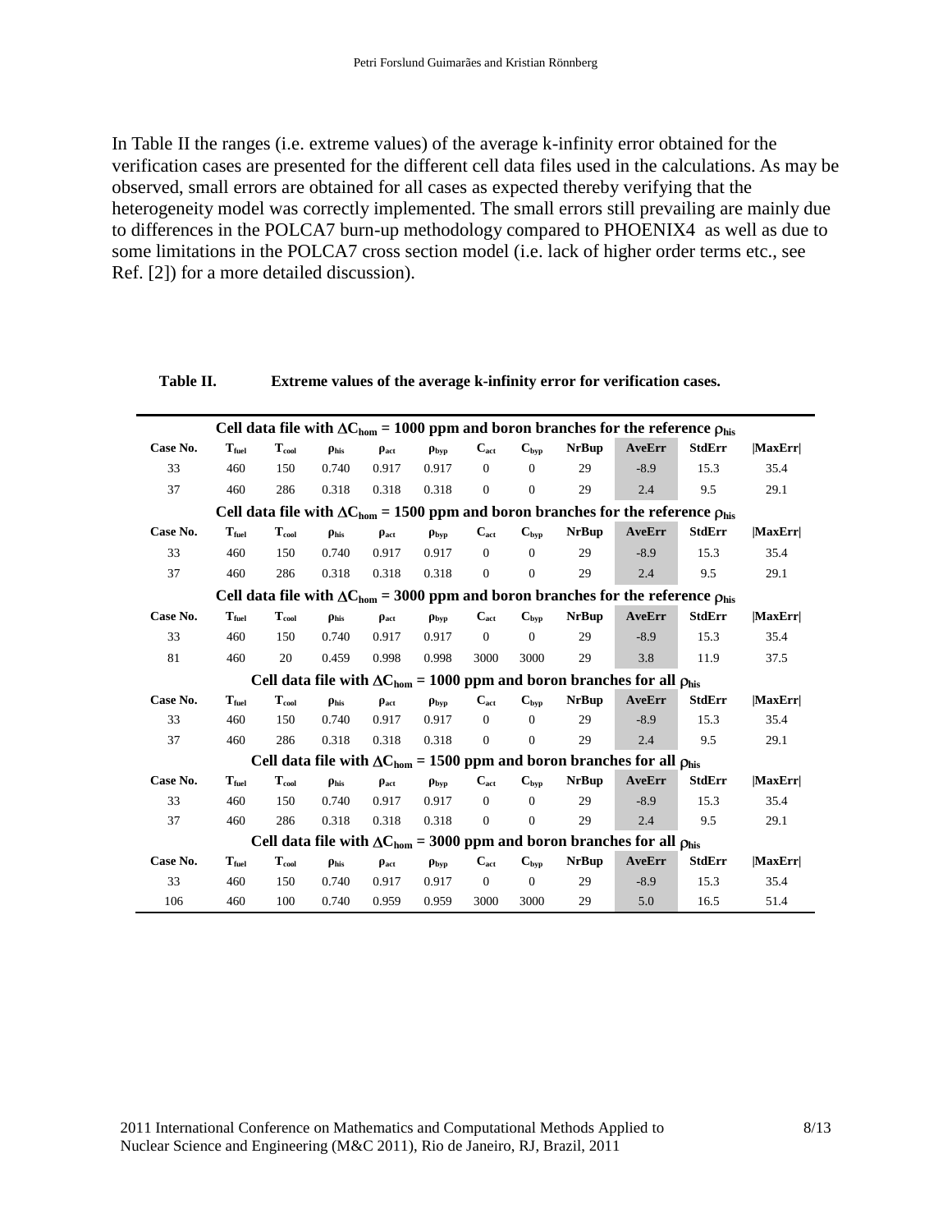In Table II the ranges (i.e. extreme values) of the average k-infinity error obtained for the verification cases are presented for the different cell data files used in the calculations. As may be observed, small errors are obtained for all cases as expected thereby verifying that the heterogeneity model was correctly implemented. The small errors still prevailing are mainly due to differences in the POLCA7 burn-up methodology compared to PHOENIX4 as well as due to some limitations in the POLCA7 cross section model (i.e. lack of higher order terms etc., see Ref. [2]) for a more detailed discussion).

**Table II. Extreme values of the average k-infinity error for verification cases.**

| Cell data file with $\Delta C_{hom}$ = 1000 ppm and boron branches for the reference $\rho_{his}$ | | | | | | | | | | | |
|---|---|---|---|---|---|---|---|---|---|---|---|
| **Case No.** | $T_{fuel}$ | $T_{cool}$ | $\rho_{his}$ | $\rho_{act}$ | $\rho_{byp}$ | $C_{act}$ | $C_{byp}$ | **NrBup** | **AveErr** | **StdErr** | **\|MaxErr\|** |
| 33 | 460 | 150 | 0.740 | 0.917 | 0.917 | 0 | 0 | 29 | -8.9 | 15.3 | 35.4 |
| 37 | 460 | 286 | 0.318 | 0.318 | 0.318 | 0 | 0 | 29 | 2.4 | 9.5 | 29.1 |
| **Cell data file with $\Delta C_{hom}$ = 1500 ppm and boron branches for the reference $\rho_{his}$** | | | | | | | | | | | |
| **Case No.** | $T_{fuel}$ | $T_{cool}$ | $\rho_{his}$ | $\rho_{act}$ | $\rho_{byp}$ | $C_{act}$ | $C_{byp}$ | **NrBup** | **AveErr** | **StdErr** | **\|MaxErr\|** |
| 33 | 460 | 150 | 0.740 | 0.917 | 0.917 | 0 | 0 | 29 | -8.9 | 15.3 | 35.4 |
| 37 | 460 | 286 | 0.318 | 0.318 | 0.318 | 0 | 0 | 29 | 2.4 | 9.5 | 29.1 |
| **Cell data file with $\Delta C_{hom}$ = 3000 ppm and boron branches for the reference $\rho_{his}$** | | | | | | | | | | | |
| **Case No.** | $T_{fuel}$ | $T_{cool}$ | $\rho_{his}$ | $\rho_{act}$ | $\rho_{byp}$ | $C_{act}$ | $C_{byp}$ | **NrBup** | **AveErr** | **StdErr** | **\|MaxErr\|** |
| 33 | 460 | 150 | 0.740 | 0.917 | 0.917 | 0 | 0 | 29 | -8.9 | 15.3 | 35.4 |
| 81 | 460 | 20 | 0.459 | 0.998 | 0.998 | 3000 | 3000 | 29 | 3.8 | 11.9 | 37.5 |
| **Cell data file with $\Delta C_{hom}$ = 1000 ppm and boron branches for all $\rho_{his}$** | | | | | | | | | | | |
| **Case No.** | $T_{fuel}$ | $T_{cool}$ | $\rho_{his}$ | $\rho_{act}$ | $\rho_{byp}$ | $C_{act}$ | $C_{byp}$ | **NrBup** | **AveErr** | **StdErr** | **\|MaxErr\|** |
| 33 | 460 | 150 | 0.740 | 0.917 | 0.917 | 0 | 0 | 29 | -8.9 | 15.3 | 35.4 |
| 37 | 460 | 286 | 0.318 | 0.318 | 0.318 | 0 | 0 | 29 | 2.4 | 9.5 | 29.1 |
| **Cell data file with $\Delta C_{hom}$ = 1500 ppm and boron branches for all $\rho_{his}$** | | | | | | | | | | | |
| **Case No.** | $T_{fuel}$ | $T_{cool}$ | $\rho_{his}$ | $\rho_{act}$ | $\rho_{byp}$ | $C_{act}$ | $C_{byp}$ | **NrBup** | **AveErr** | **StdErr** | **\|MaxErr\|** |
| 33 | 460 | 150 | 0.740 | 0.917 | 0.917 | 0 | 0 | 29 | -8.9 | 15.3 | 35.4 |
| 37 | 460 | 286 | 0.318 | 0.318 | 0.318 | 0 | 0 | 29 | 2.4 | 9.5 | 29.1 |
| **Cell data file with $\Delta C_{hom}$ = 3000 ppm and boron branches for all $\rho_{his}$** | | | | | | | | | | | |
| **Case No.** | $T_{fuel}$ | $T_{cool}$ | $\rho_{his}$ | $\rho_{act}$ | $\rho_{byp}$ | $C_{act}$ | $C_{byp}$ | **NrBup** | **AveErr** | **StdErr** | **\|MaxErr\|** |
| 33 | 460 | 150 | 0.740 | 0.917 | 0.917 | 0 | 0 | 29 | -8.9 | 15.3 | 35.4 |
| 106 | 460 | 100 | 0.740 | 0.959 | 0.959 | 3000 | 3000 | 29 | 5.0 | 16.5 | 51.4 |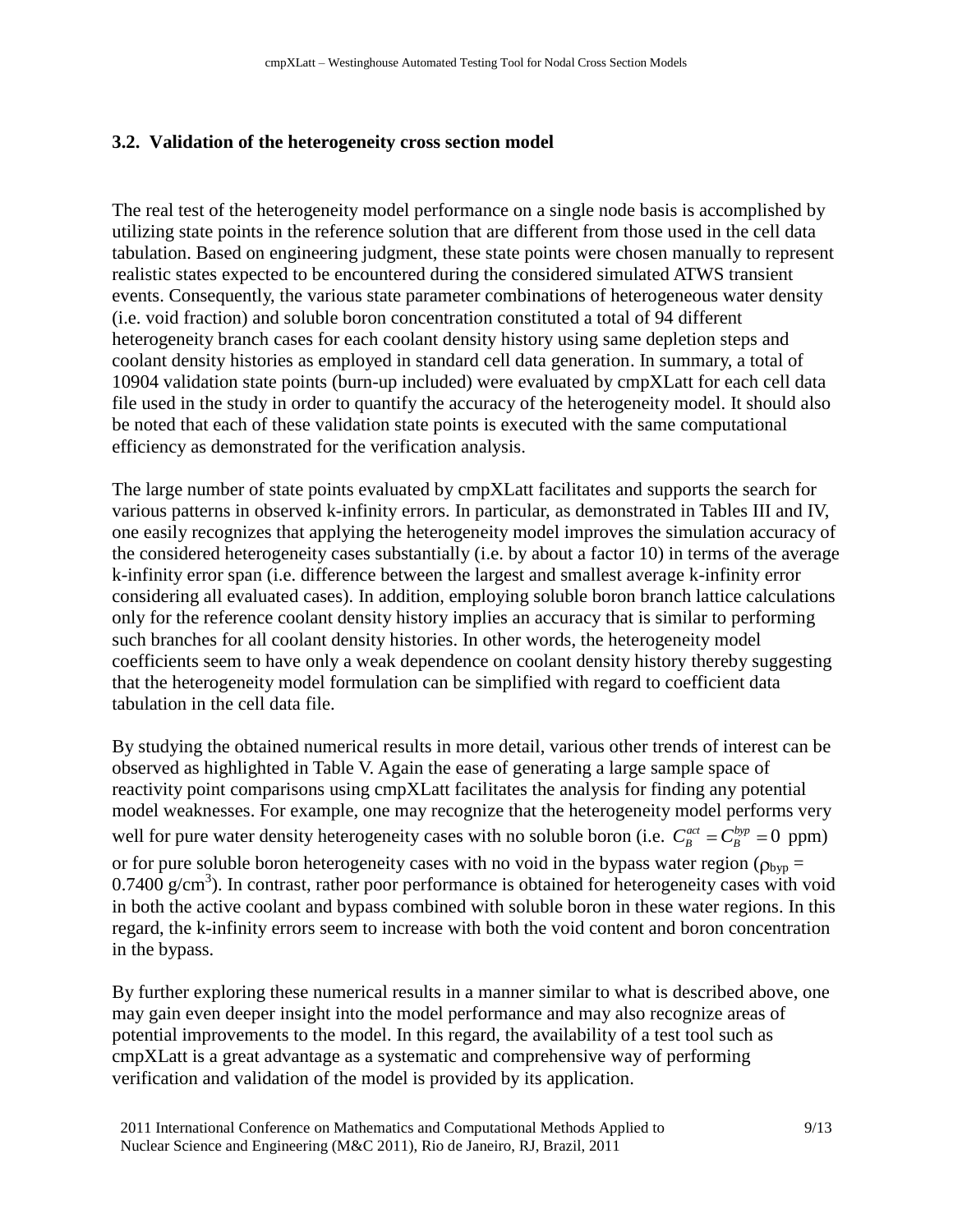### 3.2. Validation of the heterogeneity cross section model

The real test of the heterogeneity model performance on a single node basis is accomplished by utilizing state points in the reference solution that are different from those used in the cell data tabulation. Based on engineering judgment, these state points were chosen manually to represent realistic states expected to be encountered during the considered simulated ATWS transient events. Consequently, the various state parameter combinations of heterogeneous water density (i.e. void fraction) and soluble boron concentration constituted a total of 94 different heterogeneity branch cases for each coolant density history using same depletion steps and coolant density histories as employed in standard cell data generation. In summary, a total of 10904 validation state points (burn-up included) were evaluated by cmpXLatt for each cell data file used in the study in order to quantify the accuracy of the heterogeneity model. It should also be noted that each of these validation state points is executed with the same computational efficiency as demonstrated for the verification analysis.

The large number of state points evaluated by cmpXLatt facilitates and supports the search for various patterns in observed k-infinity errors. In particular, as demonstrated in Tables III and IV, one easily recognizes that applying the heterogeneity model improves the simulation accuracy of the considered heterogeneity cases substantially (i.e. by about a factor 10) in terms of the average k-infinity error span (i.e. difference between the largest and smallest average k-infinity error considering all evaluated cases). In addition, employing soluble boron branch lattice calculations only for the reference coolant density history implies an accuracy that is similar to performing such branches for all coolant density histories. In other words, the heterogeneity model coefficients seem to have only a weak dependence on coolant density history thereby suggesting that the heterogeneity model formulation can be simplified with regard to coefficient data tabulation in the cell data file.

By studying the obtained numerical results in more detail, various other trends of interest can be observed as highlighted in Table V. Again the ease of generating a large sample space of reactivity point comparisons using cmpXLatt facilitates the analysis for finding any potential model weaknesses. For example, one may recognize that the heterogeneity model performs very well for pure water density heterogeneity cases with no soluble boron (i.e. $C_B^{act} = C_B^{byp} = 0$ ppm) or for pure soluble boron heterogeneity cases with no void in the bypass water region ($\rho_{byp}$ = 0.7400 g/cm$^3$). In contrast, rather poor performance is obtained for heterogeneity cases with void in both the active coolant and bypass combined with soluble boron in these water regions. In this regard, the k-infinity errors seem to increase with both the void content and boron concentration in the bypass.

By further exploring these numerical results in a manner similar to what is described above, one may gain even deeper insight into the model performance and may also recognize areas of potential improvements to the model. In this regard, the availability of a test tool such as cmpXLatt is a great advantage as a systematic and comprehensive way of performing verification and validation of the model is provided by its application.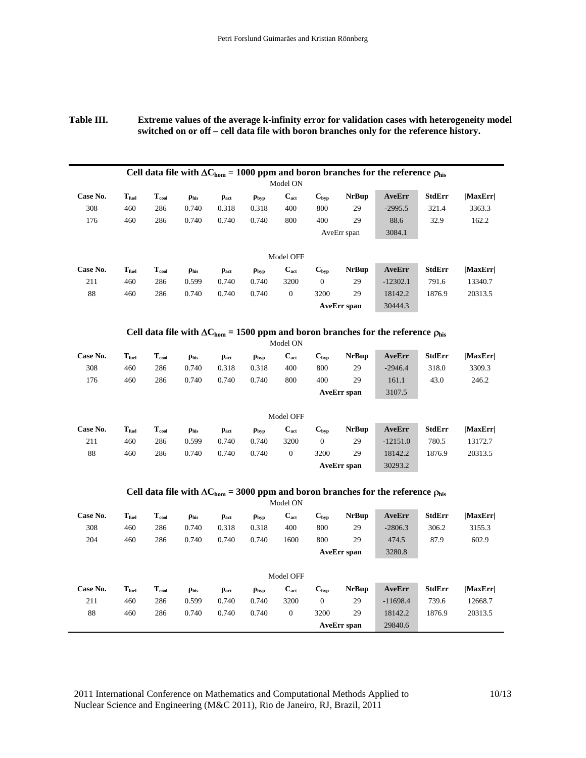**Table III. Extreme values of the average k-infinity error for validation cases with heterogeneity model switched on or off – cell data file with boron branches only for the reference history.**

| Cell data file with $\Delta C_{hom}$ = 1000 ppm and boron branches for the reference $\rho_{his}$ | | | | | | | | | | | |
|---|---|---|---|---|---|---|---|---|---|---|---|
| Model ON | | | | | | | | | | | |
| **Case No.** | $T_{fuel}$ | $T_{cool}$ | $\rho_{his}$ | $\rho_{act}$ | $\rho_{byp}$ | $C_{act}$ | $C_{byp}$ | **NrBup** | **AveErr** | **StdErr** | **\|MaxErr\|** |
| 308 | 460 | 286 | 0.740 | 0.318 | 0.318 | 400 | 800 | 29 | -2995.5 | 321.4 | 3363.3 |
| 176 | 460 | 286 | 0.740 | 0.740 | 0.740 | 800 | 400 | 29 | 88.6 | 32.9 | 162.2 |
| | | | | | | | AveErr span | | 3084.1 | | |
| Model OFF | | | | | | | | | | | |
| **Case No.** | $T_{fuel}$ | $T_{cool}$ | $\rho_{his}$ | $\rho_{act}$ | $\rho_{byp}$ | $C_{act}$ | $C_{byp}$ | **NrBup** | **AveErr** | **StdErr** | **\|MaxErr\|** |
| 211 | 460 | 286 | 0.599 | 0.740 | 0.740 | 3200 | 0 | 29 | -12302.1 | 791.6 | 13340.7 |
| 88 | 460 | 286 | 0.740 | 0.740 | 0.740 | 0 | 3200 | 29 | 18142.2 | 1876.9 | 20313.5 |
| | | | | | | | **AveErr span** | | 30444.3 | | |

| Cell data file with $\Delta C_{hom}$ = 1500 ppm and boron branches for the reference $\rho_{his}$ | | | | | | | | | | | |
|---|---|---|---|---|---|---|---|---|---|---|---|
| Model ON | | | | | | | | | | | |
| **Case No.** | $T_{fuel}$ | $T_{cool}$ | $\rho_{his}$ | $\rho_{act}$ | $\rho_{byp}$ | $C_{act}$ | $C_{byp}$ | **NrBup** | **AveErr** | **StdErr** | **\|MaxErr\|** |
| 308 | 460 | 286 | 0.740 | 0.318 | 0.318 | 400 | 800 | 29 | -2946.4 | 318.0 | 3309.3 |
| 176 | 460 | 286 | 0.740 | 0.740 | 0.740 | 800 | 400 | 29 | 161.1 | 43.0 | 246.2 |
| | | | | | | | **AveErr span** | | 3107.5 | | |
| Model OFF | | | | | | | | | | | |
| **Case No.** | $T_{fuel}$ | $T_{cool}$ | $\rho_{his}$ | $\rho_{act}$ | $\rho_{byp}$ | $C_{act}$ | $C_{byp}$ | **NrBup** | **AveErr** | **StdErr** | **\|MaxErr\|** |
| 211 | 460 | 286 | 0.599 | 0.740 | 0.740 | 3200 | 0 | 29 | -12151.0 | 780.5 | 13172.7 |
| 88 | 460 | 286 | 0.740 | 0.740 | 0.740 | 0 | 3200 | 29 | 18142.2 | 1876.9 | 20313.5 |
| | | | | | | | **AveErr span** | | 30293.2 | | |

| Cell data file with $\Delta C_{hom}$ = 3000 ppm and boron branches for the reference $\rho_{his}$ | | | | | | | | | | | |
|---|---|---|---|---|---|---|---|---|---|---|---|
| Model ON | | | | | | | | | | | |
| **Case No.** | $T_{fuel}$ | $T_{cool}$ | $\rho_{his}$ | $\rho_{act}$ | $\rho_{byp}$ | $C_{act}$ | $C_{byp}$ | **NrBup** | **AveErr** | **StdErr** | **\|MaxErr\|** |
| 308 | 460 | 286 | 0.740 | 0.318 | 0.318 | 400 | 800 | 29 | -2806.3 | 306.2 | 3155.3 |
| 204 | 460 | 286 | 0.740 | 0.740 | 0.740 | 1600 | 800 | 29 | 474.5 | 87.9 | 602.9 |
| | | | | | | | **AveErr span** | | 3280.8 | | |
| Model OFF | | | | | | | | | | | |
| **Case No.** | $T_{fuel}$ | $T_{cool}$ | $\rho_{his}$ | $\rho_{act}$ | $\rho_{byp}$ | $C_{act}$ | $C_{byp}$ | **NrBup** | **AveErr** | **StdErr** | **\|MaxErr\|** |
| 211 | 460 | 286 | 0.599 | 0.740 | 0.740 | 3200 | 0 | 29 | -11698.4 | 739.6 | 12668.7 |
| 88 | 460 | 286 | 0.740 | 0.740 | 0.740 | 0 | 3200 | 29 | 18142.2 | 1876.9 | 20313.5 |
| | | | | | | | **AveErr span** | | 29840.6 | | |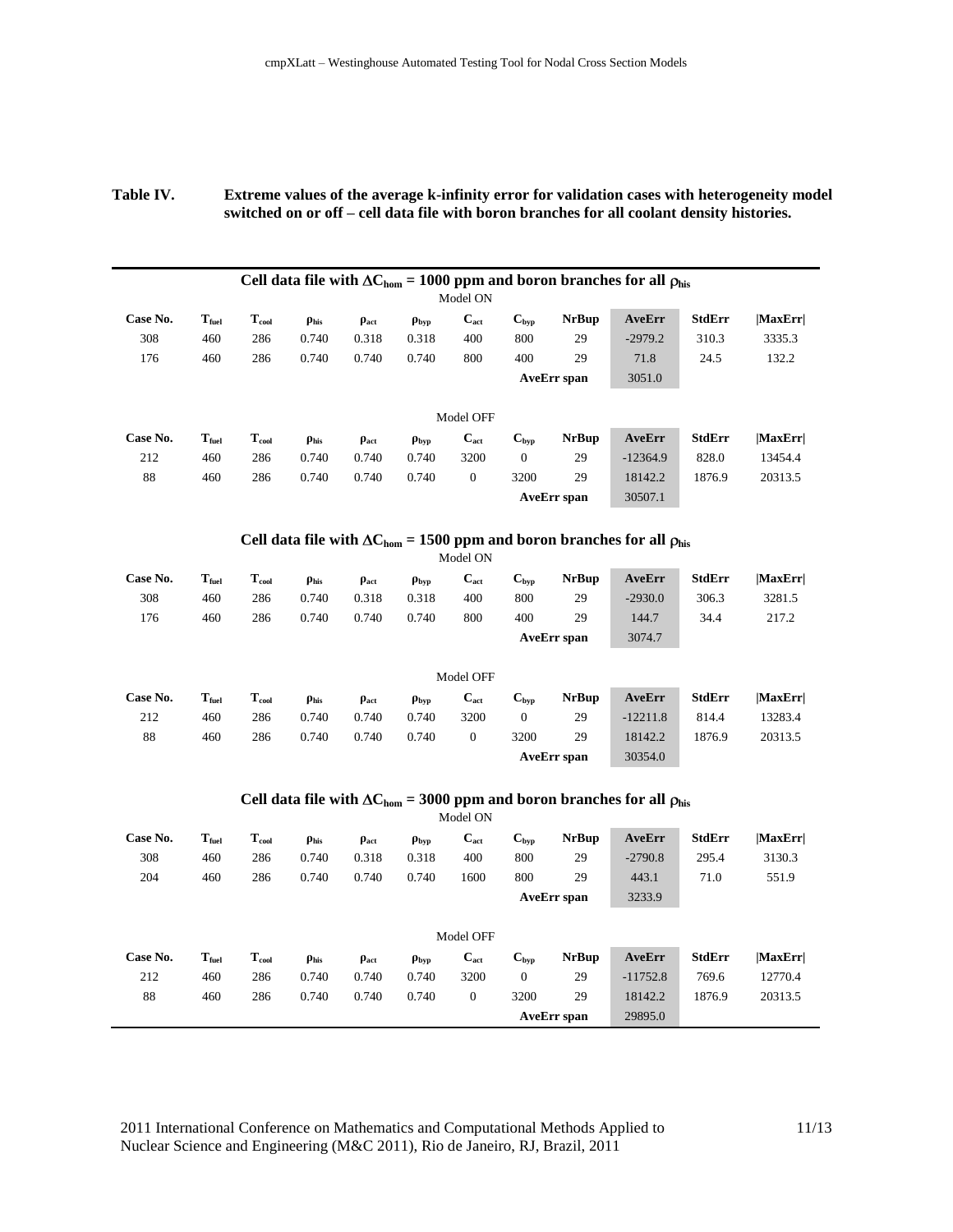**Table IV. Extreme values of the average k-infinity error for validation cases with heterogeneity model switched on or off – cell data file with boron branches for all coolant density histories.**

| Cell data file with $\Delta C_{hom}$ = 1000 ppm and boron branches for all $\rho_{his}$ | | | | | | | | | | | |
|---|---|---|---|---|---|---|---|---|---|---|---|
| Model ON | | | | | | | | | | | |
| **Case No.** | $T_{fuel}$ | $T_{cool}$ | $\rho_{his}$ | $\rho_{act}$ | $\rho_{byp}$ | $C_{act}$ | $C_{byp}$ | **NrBup** | **AveErr** | **StdErr** | **\|MaxErr\|** |
| 308 | 460 | 286 | 0.740 | 0.318 | 0.318 | 400 | 800 | 29 | -2979.2 | 310.3 | 3335.3 |
| 176 | 460 | 286 | 0.740 | 0.740 | 0.740 | 800 | 400 | 29 | 71.8 | 24.5 | 132.2 |
| | | | | | | | | **AveErr span** | 3051.0 | | |
| Model OFF | | | | | | | | | | | |
| **Case No.** | $T_{fuel}$ | $T_{cool}$ | $\rho_{his}$ | $\rho_{act}$ | $\rho_{byp}$ | $C_{act}$ | $C_{byp}$ | **NrBup** | **AveErr** | **StdErr** | **\|MaxErr\|** |
| 212 | 460 | 286 | 0.740 | 0.740 | 0.740 | 3200 | 0 | 29 | -12364.9 | 828.0 | 13454.4 |
| 88 | 460 | 286 | 0.740 | 0.740 | 0.740 | 0 | 3200 | 29 | 18142.2 | 1876.9 | 20313.5 |
| | | | | | | | | **AveErr span** | 30507.1 | | |
| **Cell data file with $\Delta C_{hom}$ = 1500 ppm and boron branches for all $\rho_{his}$** | | | | | | | | | | | |
| Model ON | | | | | | | | | | | |
| **Case No.** | $T_{fuel}$ | $T_{cool}$ | $\rho_{his}$ | $\rho_{act}$ | $\rho_{byp}$ | $C_{act}$ | $C_{byp}$ | **NrBup** | **AveErr** | **StdErr** | **\|MaxErr\|** |
| 308 | 460 | 286 | 0.740 | 0.318 | 0.318 | 400 | 800 | 29 | -2930.0 | 306.3 | 3281.5 |
| 176 | 460 | 286 | 0.740 | 0.740 | 0.740 | 800 | 400 | 29 | 144.7 | 34.4 | 217.2 |
| | | | | | | | | **AveErr span** | 3074.7 | | |
| Model OFF | | | | | | | | | | | |
| **Case No.** | $T_{fuel}$ | $T_{cool}$ | $\rho_{his}$ | $\rho_{act}$ | $\rho_{byp}$ | $C_{act}$ | $C_{byp}$ | **NrBup** | **AveErr** | **StdErr** | **\|MaxErr\|** |
| 212 | 460 | 286 | 0.740 | 0.740 | 0.740 | 3200 | 0 | 29 | -12211.8 | 814.4 | 13283.4 |
| 88 | 460 | 286 | 0.740 | 0.740 | 0.740 | 0 | 3200 | 29 | 18142.2 | 1876.9 | 20313.5 |
| | | | | | | | | **AveErr span** | 30354.0 | | |
| **Cell data file with $\Delta C_{hom}$ = 3000 ppm and boron branches for all $\rho_{his}$** | | | | | | | | | | | |
| Model ON | | | | | | | | | | | |
| **Case No.** | $T_{fuel}$ | $T_{cool}$ | $\rho_{his}$ | $\rho_{act}$ | $\rho_{byp}$ | $C_{act}$ | $C_{byp}$ | **NrBup** | **AveErr** | **StdErr** | **\|MaxErr\|** |
| 308 | 460 | 286 | 0.740 | 0.318 | 0.318 | 400 | 800 | 29 | -2790.8 | 295.4 | 3130.3 |
| 204 | 460 | 286 | 0.740 | 0.740 | 0.740 | 1600 | 800 | 29 | 443.1 | 71.0 | 551.9 |
| | | | | | | | | **AveErr span** | 3233.9 | | |
| Model OFF | | | | | | | | | | | |
| **Case No.** | $T_{fuel}$ | $T_{cool}$ | $\rho_{his}$ | $\rho_{act}$ | $\rho_{byp}$ | $C_{act}$ | $C_{byp}$ | **NrBup** | **AveErr** | **StdErr** | **\|MaxErr\|** |
| 212 | 460 | 286 | 0.740 | 0.740 | 0.740 | 3200 | 0 | 29 | -11752.8 | 769.6 | 12770.4 |
| 88 | 460 | 286 | 0.740 | 0.740 | 0.740 | 0 | 3200 | 29 | 18142.2 | 1876.9 | 20313.5 |
| | | | | | | | | **AveErr span** | 29895.0 | | |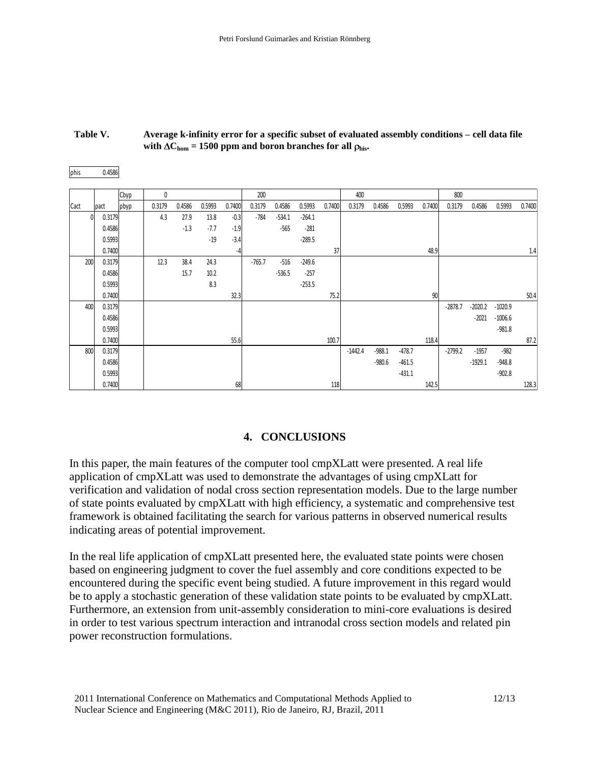**Table V. Average k-infinity error for a specific subset of evaluated assembly conditions – cell data file with $\Delta C_{hom}$ = 1500 ppm and boron branches for all $\rho_{his}$.**

phis 0.4586

| | | Cbyp | 0 | | | | 200 | | | | 400 | | | | 800 | | | |
|---|---|---|---|---|---|---|---|---|---|---|---|---|---|---|---|---|---|---|
| Cact | ρact | ρbyp | 0.3179 | 0.4586 | 0.5993 | 0.7400 | 0.3179 | 0.4586 | 0.5993 | 0.7400 | 0.3179 | 0.4586 | 0.5993 | 0.7400 | 0.3179 | 0.4586 | 0.5993 | 0.7400 |
| 0 | 0.3179 | | 4.3 | 27.9 | 13.8 | -0.3 | -784 | -534.1 | -264.1 | | | | | | | | | |
| | 0.4586 | | | -1.3 | -7.7 | -1.9 | | -565 | -281 | | | | | | | | | |
| | 0.5993 | | | | -19 | -3.4 | | | -289.5 | | | | | | | | | |
| | 0.7400 | | | | | -4 | | | | 37 | | | | 48.9 | | | | 1.4 |
| 200 | 0.3179 | | 12.3 | 38.4 | 24.3 | | -765.7 | -516 | -249.6 | | | | | | | | | |
| | 0.4586 | | | 15.7 | 10.2 | | | -536.5 | -257 | | | | | | | | | |
| | 0.5993 | | | | 8.3 | | | | -253.5 | | | | | | | | | |
| | 0.7400 | | | | | 32.3 | | | | 75.2 | | | | 90 | | | | 50.4 |
| 400 | 0.3179 | | | | | | | | | | | | | | -2878.7 | -2020.2 | -1020.9 | |
| | 0.4586 | | | | | | | | | | | | | | | -2021 | -1006.6 | |
| | 0.5993 | | | | | | | | | | | | | | | | -981.8 | |
| | 0.7400 | | | | | 55.6 | | | | 100.7 | | | | 118.4 | | | | 87.2 |
| 800 | 0.3179 | | | | | | | | | | -1442.4 | -988.1 | -478.7 | | -2799.2 | -1957 | -982 | |
| | 0.4586 | | | | | | | | | | | -980.6 | -461.5 | | | -1929.1 | -948.8 | |
| | 0.5993 | | | | | | | | | | | | -431.1 | | | | -902.8 | |
| | 0.7400 | | | | | 68 | | | | 118 | | | | 142.5 | | | | 128.3 |

## 4. CONCLUSIONS

In this paper, the main features of the computer tool cmpXLatt were presented. A real life application of cmpXLatt was used to demonstrate the advantages of using cmpXLatt for verification and validation of nodal cross section representation models. Due to the large number of state points evaluated by cmpXLatt with high efficiency, a systematic and comprehensive test framework is obtained facilitating the search for various patterns in observed numerical results indicating areas of potential improvement.

In the real life application of cmpXLatt presented here, the evaluated state points were chosen based on engineering judgment to cover the fuel assembly and core conditions expected to be encountered during the specific event being studied. A future improvement in this regard would be to apply a stochastic generation of these validation state points to be evaluated by cmpXLatt. Furthermore, an extension from unit-assembly consideration to mini-core evaluations is desired in order to test various spectrum interaction and intranodal cross section models and related pin power reconstruction formulations.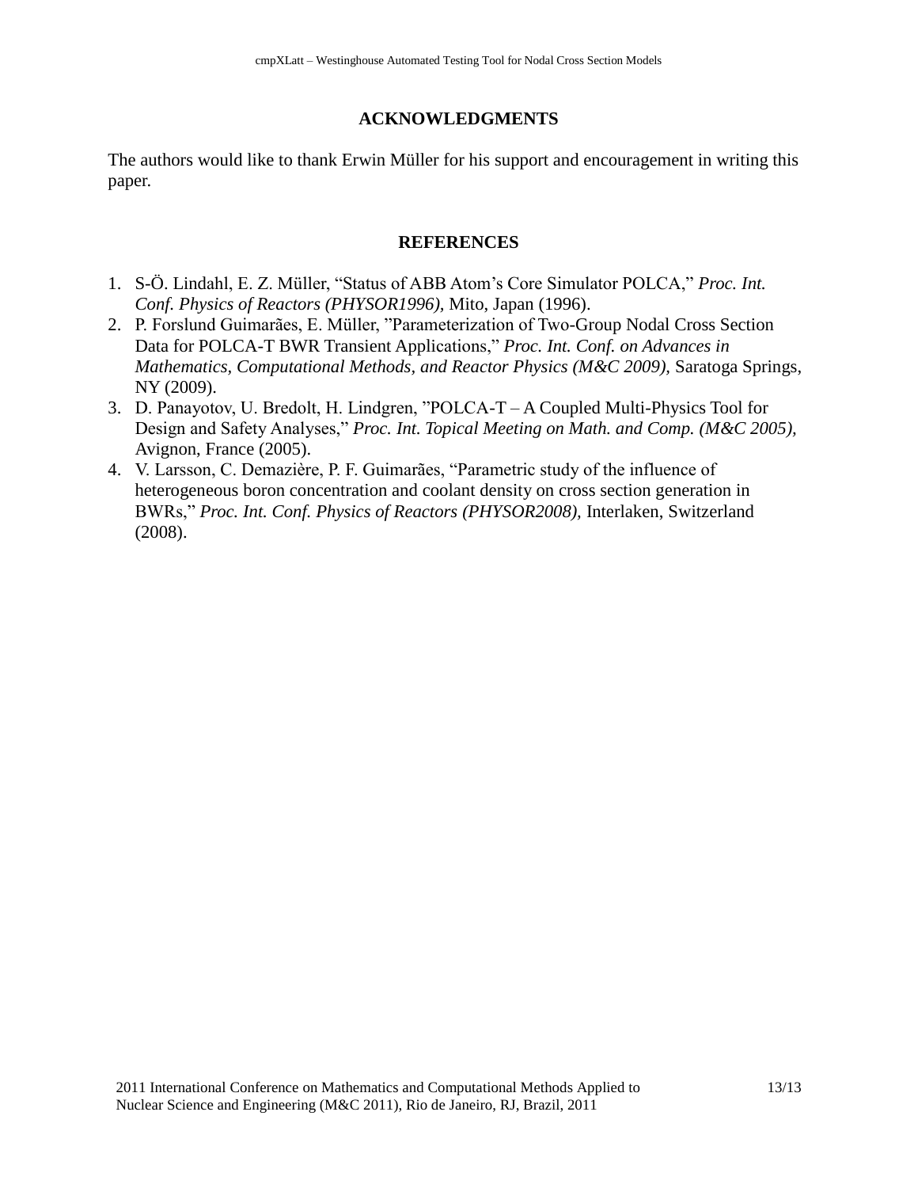## ACKNOWLEDGMENTS

The authors would like to thank Erwin Müller for his support and encouragement in writing this paper.

## REFERENCES

1. S-Ö. Lindahl, E. Z. Müller, "Status of ABB Atom's Core Simulator POLCA," *Proc. Int. Conf. Physics of Reactors (PHYSOR1996),* Mito, Japan (1996).
2. P. Forslund Guimarães, E. Müller, "Parameterization of Two-Group Nodal Cross Section Data for POLCA-T BWR Transient Applications," *Proc. Int. Conf. on Advances in Mathematics, Computational Methods, and Reactor Physics (M&C 2009),* Saratoga Springs, NY (2009).
3. D. Panayotov, U. Bredolt, H. Lindgren, "POLCA-T – A Coupled Multi-Physics Tool for Design and Safety Analyses," *Proc. Int. Topical Meeting on Math. and Comp. (M&C 2005),* Avignon, France (2005).
4. V. Larsson, C. Demazière, P. F. Guimarães, "Parametric study of the influence of heterogeneous boron concentration and coolant density on cross section generation in BWRs," *Proc. Int. Conf. Physics of Reactors (PHYSOR2008),* Interlaken, Switzerland (2008).